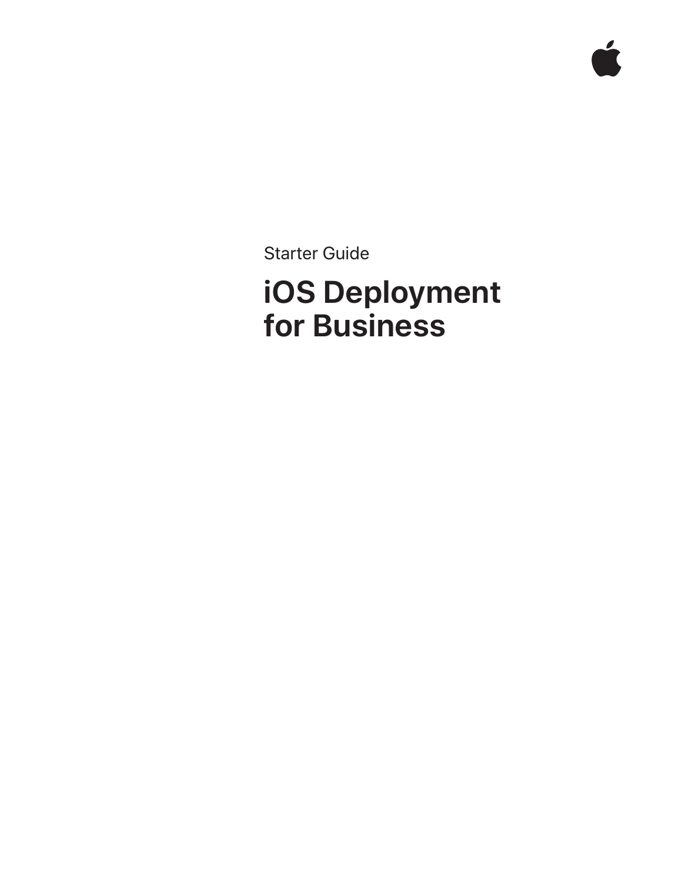Starter Guide

# iOS Deployment for Business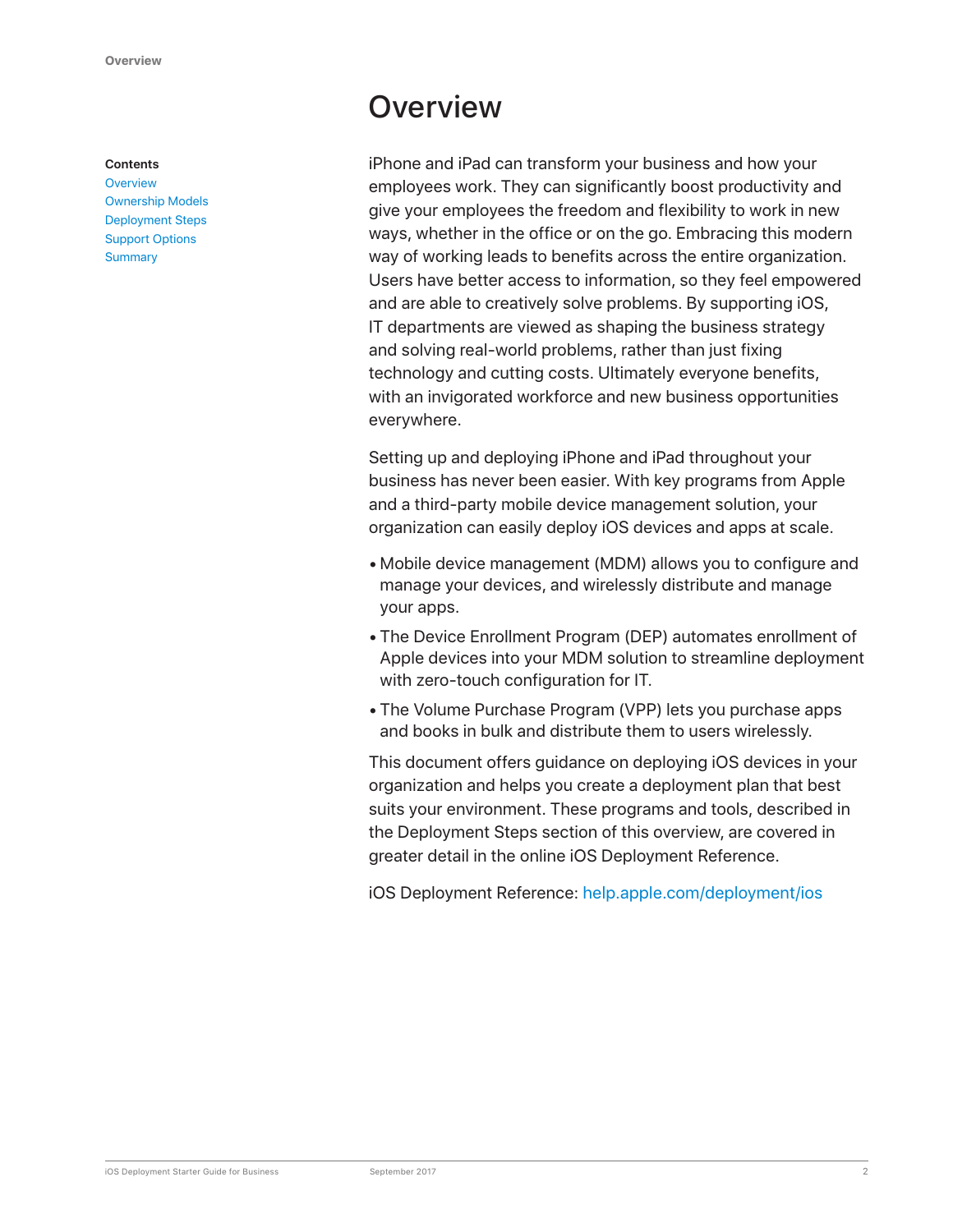# Overview

**Contents**

Overview
Ownership Models
Deployment Steps
Support Options
Summary

iPhone and iPad can transform your business and how your employees work. They can significantly boost productivity and give your employees the freedom and flexibility to work in new ways, whether in the office or on the go. Embracing this modern way of working leads to benefits across the entire organization. Users have better access to information, so they feel empowered and are able to creatively solve problems. By supporting iOS, IT departments are viewed as shaping the business strategy and solving real-world problems, rather than just fixing technology and cutting costs. Ultimately everyone benefits, with an invigorated workforce and new business opportunities everywhere.

Setting up and deploying iPhone and iPad throughout your business has never been easier. With key programs from Apple and a third-party mobile device management solution, your organization can easily deploy iOS devices and apps at scale.

- Mobile device management (MDM) allows you to configure and manage your devices, and wirelessly distribute and manage your apps.
- The Device Enrollment Program (DEP) automates enrollment of Apple devices into your MDM solution to streamline deployment with zero-touch configuration for IT.
- The Volume Purchase Program (VPP) lets you purchase apps and books in bulk and distribute them to users wirelessly.

This document offers guidance on deploying iOS devices in your organization and helps you create a deployment plan that best suits your environment. These programs and tools, described in the Deployment Steps section of this overview, are covered in greater detail in the online iOS Deployment Reference.

iOS Deployment Reference: help.apple.com/deployment/ios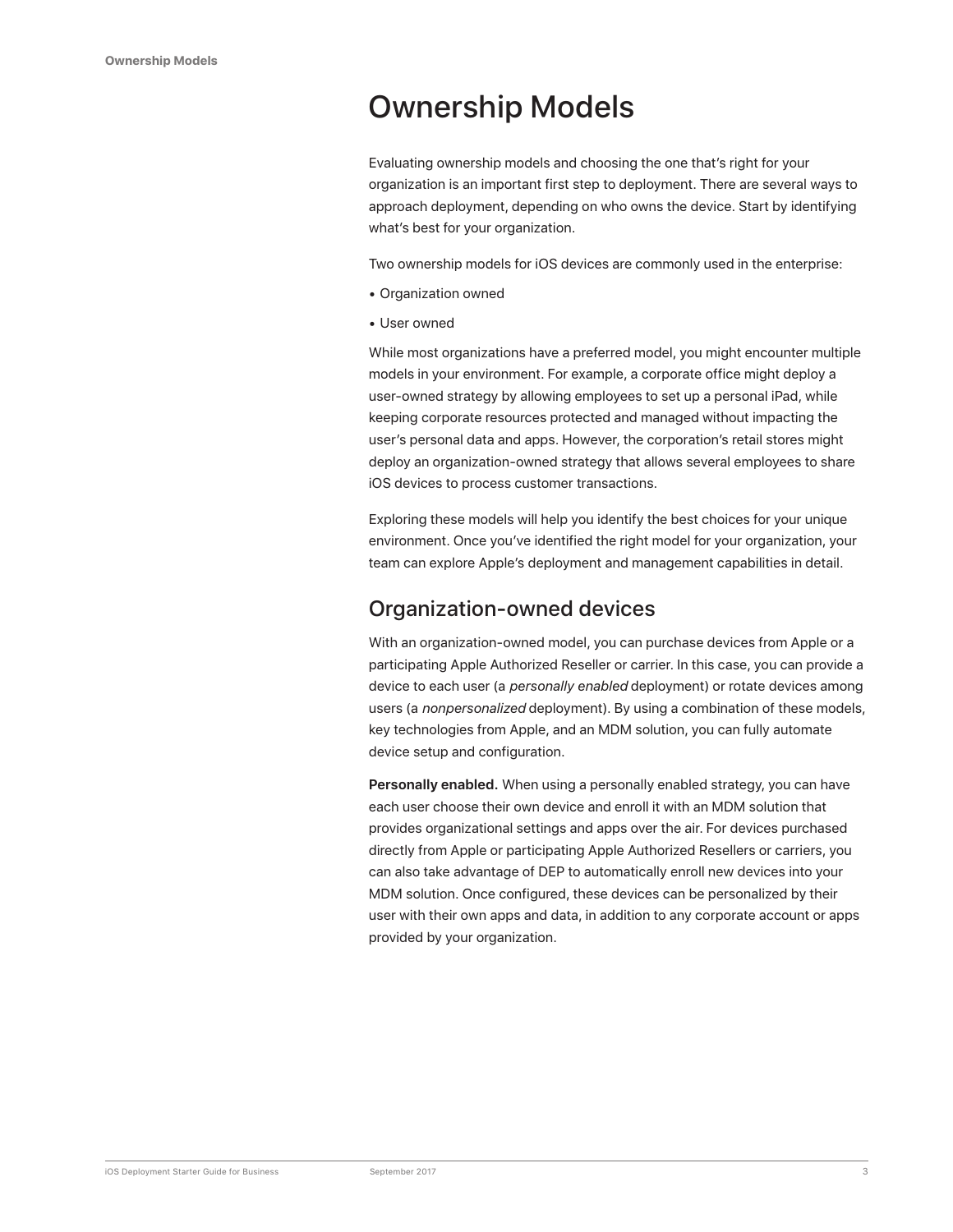# Ownership Models

Evaluating ownership models and choosing the one that's right for your organization is an important first step to deployment. There are several ways to approach deployment, depending on who owns the device. Start by identifying what's best for your organization.

Two ownership models for iOS devices are commonly used in the enterprise:

- Organization owned
- User owned

While most organizations have a preferred model, you might encounter multiple models in your environment. For example, a corporate office might deploy a user-owned strategy by allowing employees to set up a personal iPad, while keeping corporate resources protected and managed without impacting the user's personal data and apps. However, the corporation's retail stores might deploy an organization-owned strategy that allows several employees to share iOS devices to process customer transactions.

Exploring these models will help you identify the best choices for your unique environment. Once you've identified the right model for your organization, your team can explore Apple's deployment and management capabilities in detail.

## Organization-owned devices

With an organization-owned model, you can purchase devices from Apple or a participating Apple Authorized Reseller or carrier. In this case, you can provide a device to each user (a *personally enabled* deployment) or rotate devices among users (a *nonpersonalized* deployment). By using a combination of these models, key technologies from Apple, and an MDM solution, you can fully automate device setup and configuration.

**Personally enabled.** When using a personally enabled strategy, you can have each user choose their own device and enroll it with an MDM solution that provides organizational settings and apps over the air. For devices purchased directly from Apple or participating Apple Authorized Resellers or carriers, you can also take advantage of DEP to automatically enroll new devices into your MDM solution. Once configured, these devices can be personalized by their user with their own apps and data, in addition to any corporate account or apps provided by your organization.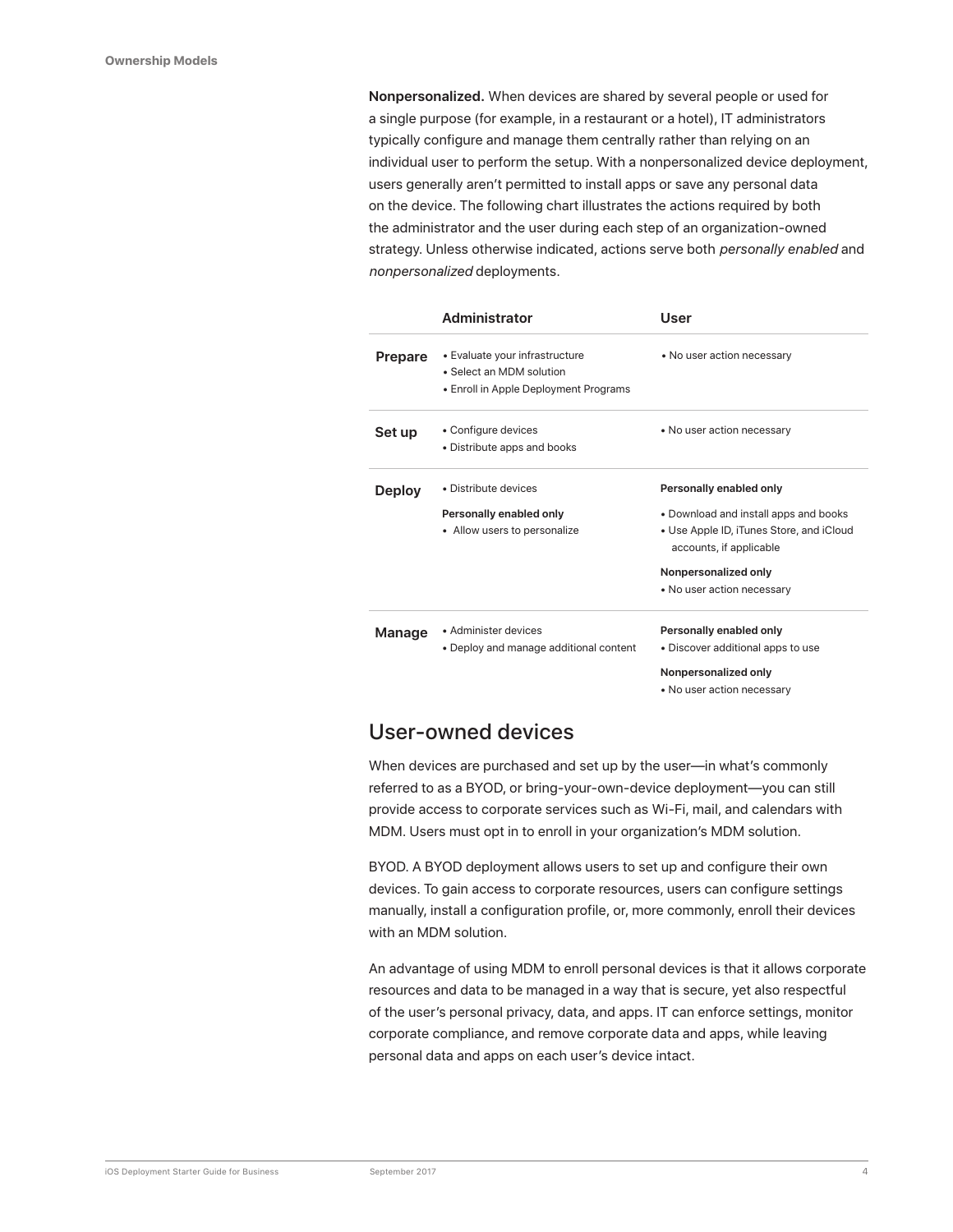**Nonpersonalized.** When devices are shared by several people or used for a single purpose (for example, in a restaurant or a hotel), IT administrators typically configure and manage them centrally rather than relying on an individual user to perform the setup. With a nonpersonalized device deployment, users generally aren't permitted to install apps or save any personal data on the device. The following chart illustrates the actions required by both the administrator and the user during each step of an organization-owned strategy. Unless otherwise indicated, actions serve both *personally enabled* and *nonpersonalized* deployments.

| | Administrator | User |
|---|---|---|
| **Prepare** | • Evaluate your infrastructure<br>• Select an MDM solution<br>• Enroll in Apple Deployment Programs | • No user action necessary |
| **Set up** | • Configure devices<br>• Distribute apps and books | • No user action necessary |
| **Deploy** | • Distribute devices<br>**Personally enabled only**<br>• Allow users to personalize | **Personally enabled only**<br>• Download and install apps and books<br>• Use Apple ID, iTunes Store, and iCloud accounts, if applicable<br>**Nonpersonalized only**<br>• No user action necessary |
| **Manage** | • Administer devices<br>• Deploy and manage additional content | **Personally enabled only**<br>• Discover additional apps to use<br>**Nonpersonalized only**<br>• No user action necessary |

## User-owned devices

When devices are purchased and set up by the user—in what's commonly referred to as a BYOD, or bring-your-own-device deployment—you can still provide access to corporate services such as Wi-Fi, mail, and calendars with MDM. Users must opt in to enroll in your organization's MDM solution.

BYOD. A BYOD deployment allows users to set up and configure their own devices. To gain access to corporate resources, users can configure settings manually, install a configuration profile, or, more commonly, enroll their devices with an MDM solution.

An advantage of using MDM to enroll personal devices is that it allows corporate resources and data to be managed in a way that is secure, yet also respectful of the user's personal privacy, data, and apps. IT can enforce settings, monitor corporate compliance, and remove corporate data and apps, while leaving personal data and apps on each user's device intact.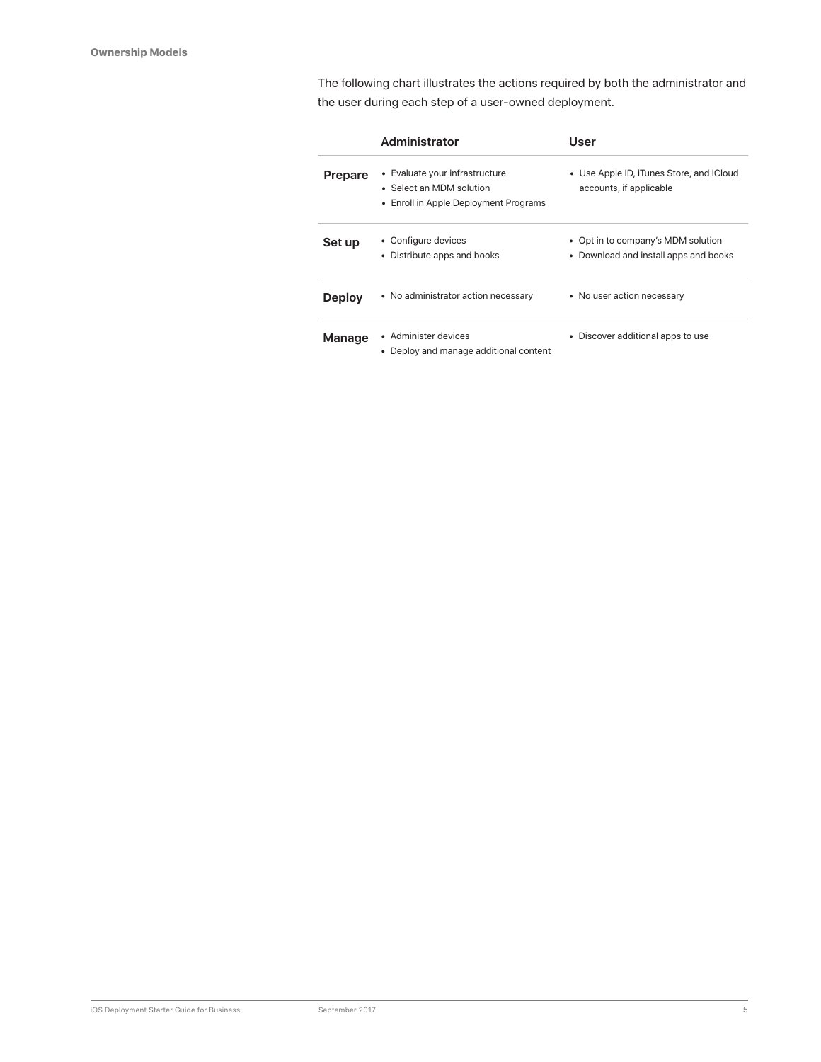## Ownership Models

The following chart illustrates the actions required by both the administrator and the user during each step of a user-owned deployment.

| | Administrator | User |
|---|---|---|
| **Prepare** | • Evaluate your infrastructure<br>• Select an MDM solution<br>• Enroll in Apple Deployment Programs | • Use Apple ID, iTunes Store, and iCloud accounts, if applicable |
| **Set up** | • Configure devices<br>• Distribute apps and books | • Opt in to company's MDM solution<br>• Download and install apps and books |
| **Deploy** | • No administrator action necessary | • No user action necessary |
| **Manage** | • Administer devices<br>• Deploy and manage additional content | • Discover additional apps to use |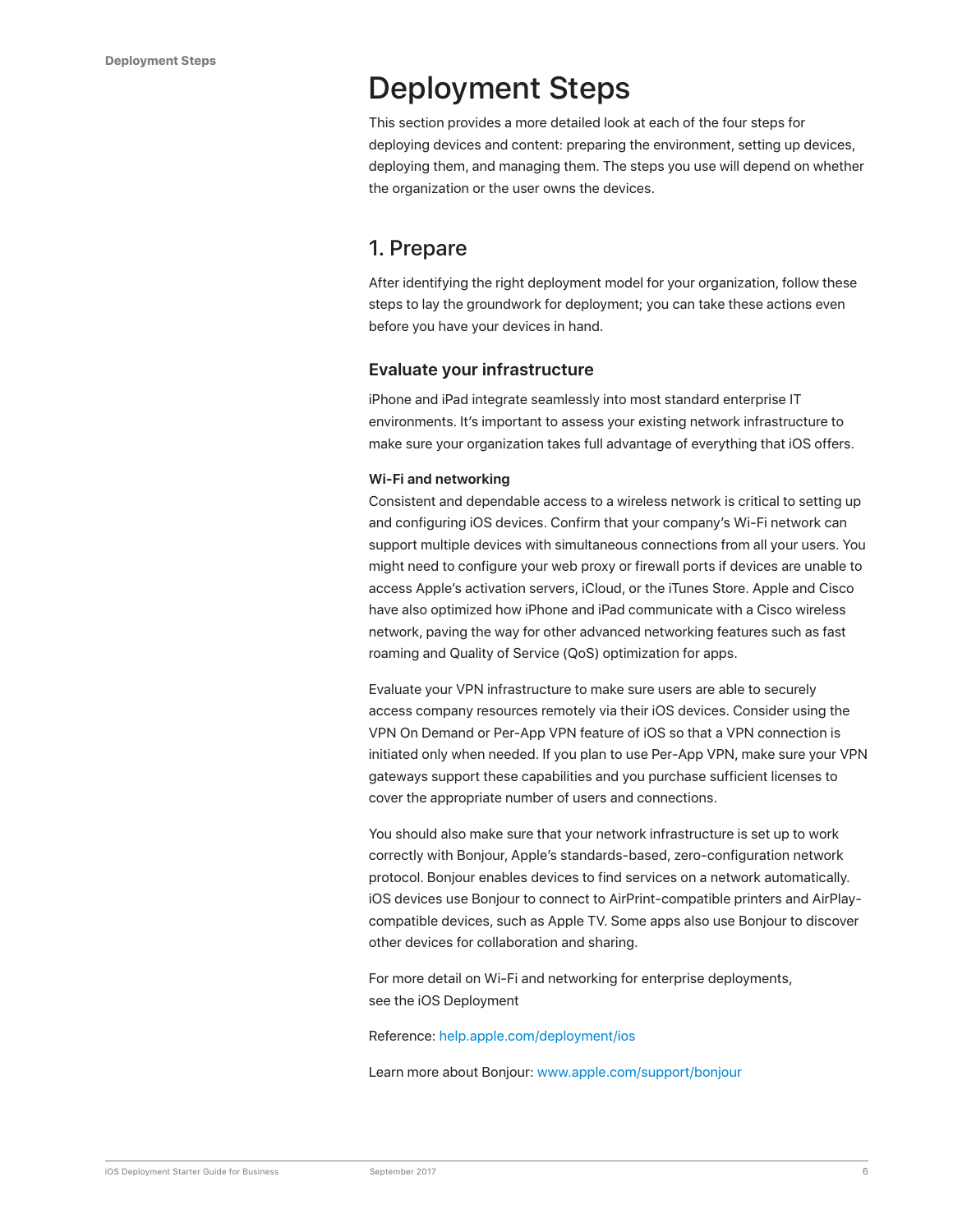# Deployment Steps

This section provides a more detailed look at each of the four steps for deploying devices and content: preparing the environment, setting up devices, deploying them, and managing them. The steps you use will depend on whether the organization or the user owns the devices.

## 1. Prepare

After identifying the right deployment model for your organization, follow these steps to lay the groundwork for deployment; you can take these actions even before you have your devices in hand.

### Evaluate your infrastructure

iPhone and iPad integrate seamlessly into most standard enterprise IT environments. It's important to assess your existing network infrastructure to make sure your organization takes full advantage of everything that iOS offers.

**Wi-Fi and networking**

Consistent and dependable access to a wireless network is critical to setting up and configuring iOS devices. Confirm that your company's Wi-Fi network can support multiple devices with simultaneous connections from all your users. You might need to configure your web proxy or firewall ports if devices are unable to access Apple's activation servers, iCloud, or the iTunes Store. Apple and Cisco have also optimized how iPhone and iPad communicate with a Cisco wireless network, paving the way for other advanced networking features such as fast roaming and Quality of Service (QoS) optimization for apps.

Evaluate your VPN infrastructure to make sure users are able to securely access company resources remotely via their iOS devices. Consider using the VPN On Demand or Per-App VPN feature of iOS so that a VPN connection is initiated only when needed. If you plan to use Per-App VPN, make sure your VPN gateways support these capabilities and you purchase sufficient licenses to cover the appropriate number of users and connections.

You should also make sure that your network infrastructure is set up to work correctly with Bonjour, Apple's standards-based, zero-configuration network protocol. Bonjour enables devices to find services on a network automatically. iOS devices use Bonjour to connect to AirPrint-compatible printers and AirPlay-compatible devices, such as Apple TV. Some apps also use Bonjour to discover other devices for collaboration and sharing.

For more detail on Wi-Fi and networking for enterprise deployments, see the iOS Deployment

Reference: help.apple.com/deployment/ios

Learn more about Bonjour: www.apple.com/support/bonjour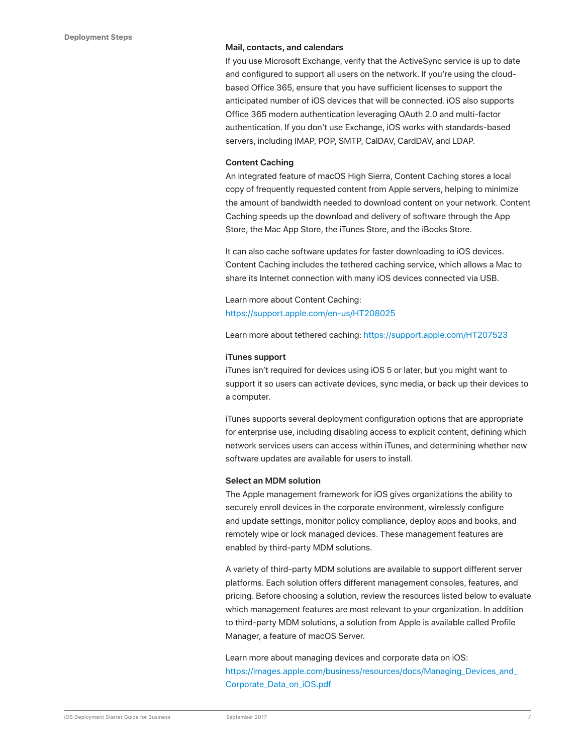### Mail, contacts, and calendars

If you use Microsoft Exchange, verify that the ActiveSync service is up to date and configured to support all users on the network. If you're using the cloud-based Office 365, ensure that you have sufficient licenses to support the anticipated number of iOS devices that will be connected. iOS also supports Office 365 modern authentication leveraging OAuth 2.0 and multi-factor authentication. If you don't use Exchange, iOS works with standards-based servers, including IMAP, POP, SMTP, CalDAV, CardDAV, and LDAP.

### Content Caching

An integrated feature of macOS High Sierra, Content Caching stores a local copy of frequently requested content from Apple servers, helping to minimize the amount of bandwidth needed to download content on your network. Content Caching speeds up the download and delivery of software through the App Store, the Mac App Store, the iTunes Store, and the iBooks Store.

It can also cache software updates for faster downloading to iOS devices. Content Caching includes the tethered caching service, which allows a Mac to share its Internet connection with many iOS devices connected via USB.

Learn more about Content Caching: https://support.apple.com/en-us/HT208025

Learn more about tethered caching: https://support.apple.com/HT207523

### iTunes support

iTunes isn't required for devices using iOS 5 or later, but you might want to support it so users can activate devices, sync media, or back up their devices to a computer.

iTunes supports several deployment configuration options that are appropriate for enterprise use, including disabling access to explicit content, defining which network services users can access within iTunes, and determining whether new software updates are available for users to install.

### Select an MDM solution

The Apple management framework for iOS gives organizations the ability to securely enroll devices in the corporate environment, wirelessly configure and update settings, monitor policy compliance, deploy apps and books, and remotely wipe or lock managed devices. These management features are enabled by third-party MDM solutions.

A variety of third-party MDM solutions are available to support different server platforms. Each solution offers different management consoles, features, and pricing. Before choosing a solution, review the resources listed below to evaluate which management features are most relevant to your organization. In addition to third-party MDM solutions, a solution from Apple is available called Profile Manager, a feature of macOS Server.

Learn more about managing devices and corporate data on iOS: https://images.apple.com/business/resources/docs/Managing_Devices_and_Corporate_Data_on_iOS.pdf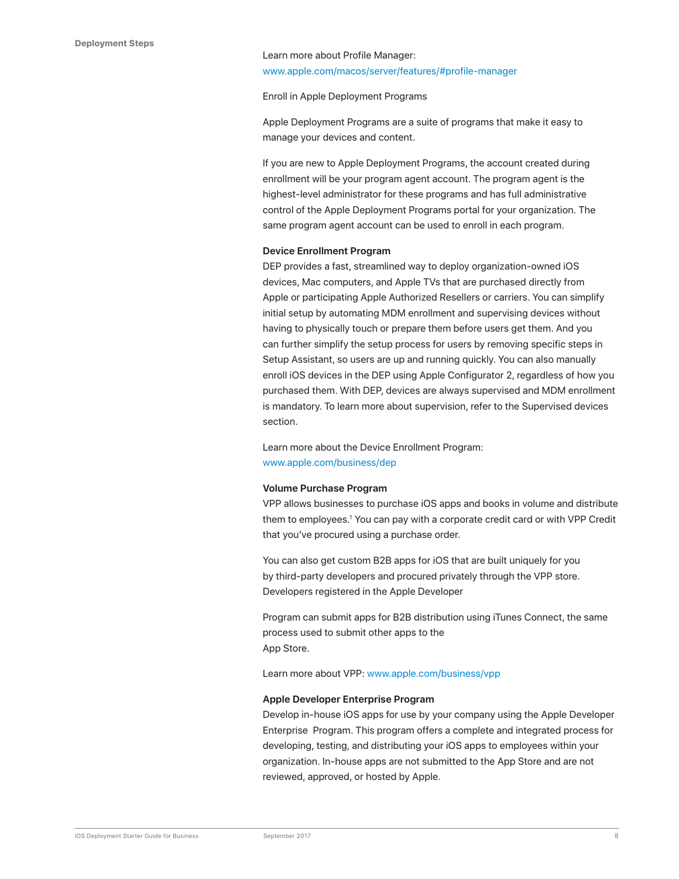Learn more about Profile Manager: www.apple.com/macos/server/features/#profile-manager

Enroll in Apple Deployment Programs

Apple Deployment Programs are a suite of programs that make it easy to manage your devices and content.

If you are new to Apple Deployment Programs, the account created during enrollment will be your program agent account. The program agent is the highest-level administrator for these programs and has full administrative control of the Apple Deployment Programs portal for your organization. The same program agent account can be used to enroll in each program.

**Device Enrollment Program**

DEP provides a fast, streamlined way to deploy organization-owned iOS devices, Mac computers, and Apple TVs that are purchased directly from Apple or participating Apple Authorized Resellers or carriers. You can simplify initial setup by automating MDM enrollment and supervising devices without having to physically touch or prepare them before users get them. And you can further simplify the setup process for users by removing specific steps in Setup Assistant, so users are up and running quickly. You can also manually enroll iOS devices in the DEP using Apple Configurator 2, regardless of how you purchased them. With DEP, devices are always supervised and MDM enrollment is mandatory. To learn more about supervision, refer to the Supervised devices section.

Learn more about the Device Enrollment Program: www.apple.com/business/dep

**Volume Purchase Program**

VPP allows businesses to purchase iOS apps and books in volume and distribute them to employees.[1] You can pay with a corporate credit card or with VPP Credit that you've procured using a purchase order.

You can also get custom B2B apps for iOS that are built uniquely for you by third-party developers and procured privately through the VPP store. Developers registered in the Apple Developer

Program can submit apps for B2B distribution using iTunes Connect, the same process used to submit other apps to the App Store.

Learn more about VPP: www.apple.com/business/vpp

**Apple Developer Enterprise Program**

Develop in-house iOS apps for use by your company using the Apple Developer Enterprise Program. This program offers a complete and integrated process for developing, testing, and distributing your iOS apps to employees within your organization. In-house apps are not submitted to the App Store and are not reviewed, approved, or hosted by Apple.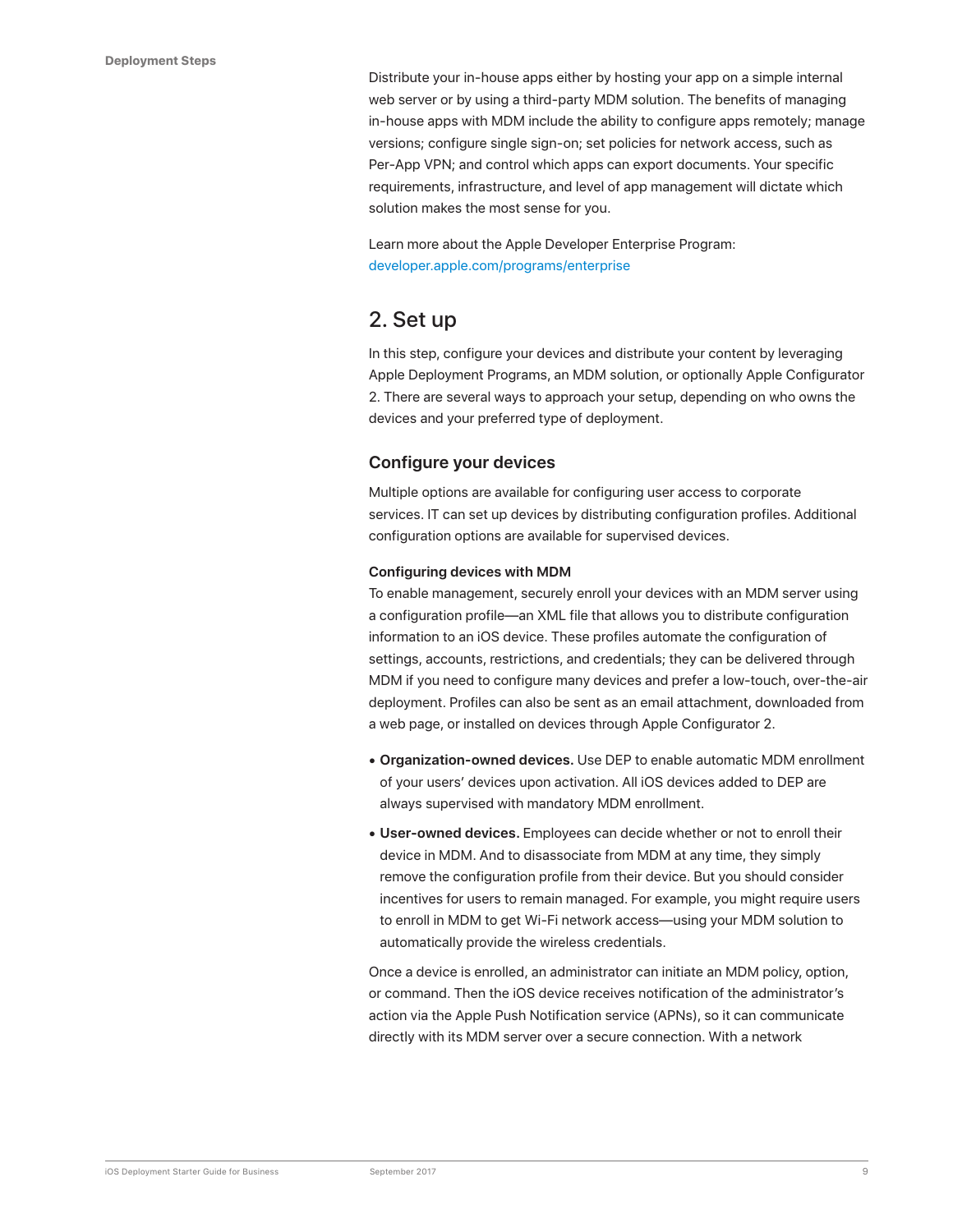Distribute your in-house apps either by hosting your app on a simple internal web server or by using a third-party MDM solution. The benefits of managing in-house apps with MDM include the ability to configure apps remotely; manage versions; configure single sign-on; set policies for network access, such as Per-App VPN; and control which apps can export documents. Your specific requirements, infrastructure, and level of app management will dictate which solution makes the most sense for you.

Learn more about the Apple Developer Enterprise Program:
developer.apple.com/programs/enterprise

## 2. Set up

In this step, configure your devices and distribute your content by leveraging Apple Deployment Programs, an MDM solution, or optionally Apple Configurator 2. There are several ways to approach your setup, depending on who owns the devices and your preferred type of deployment.

### Configure your devices

Multiple options are available for configuring user access to corporate services. IT can set up devices by distributing configuration profiles. Additional configuration options are available for supervised devices.

#### Configuring devices with MDM

To enable management, securely enroll your devices with an MDM server using a configuration profile—an XML file that allows you to distribute configuration information to an iOS device. These profiles automate the configuration of settings, accounts, restrictions, and credentials; they can be delivered through MDM if you need to configure many devices and prefer a low-touch, over-the-air deployment. Profiles can also be sent as an email attachment, downloaded from a web page, or installed on devices through Apple Configurator 2.

- **Organization-owned devices.** Use DEP to enable automatic MDM enrollment of your users' devices upon activation. All iOS devices added to DEP are always supervised with mandatory MDM enrollment.
- **User-owned devices.** Employees can decide whether or not to enroll their device in MDM. And to disassociate from MDM at any time, they simply remove the configuration profile from their device. But you should consider incentives for users to remain managed. For example, you might require users to enroll in MDM to get Wi-Fi network access—using your MDM solution to automatically provide the wireless credentials.

Once a device is enrolled, an administrator can initiate an MDM policy, option, or command. Then the iOS device receives notification of the administrator's action via the Apple Push Notification service (APNs), so it can communicate directly with its MDM server over a secure connection. With a network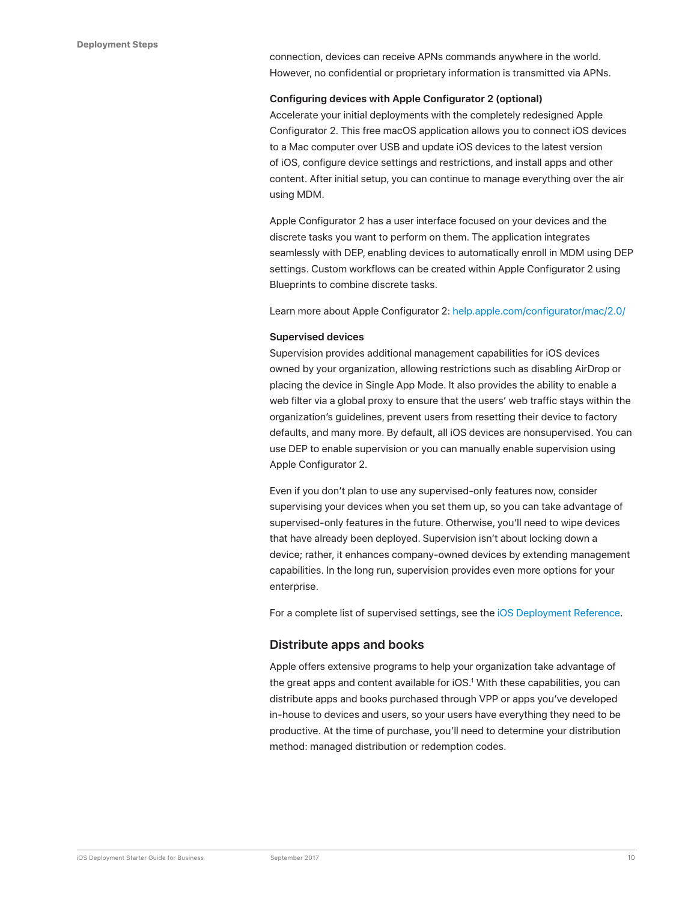connection, devices can receive APNs commands anywhere in the world. However, no confidential or proprietary information is transmitted via APNs.

**Configuring devices with Apple Configurator 2 (optional)**

Accelerate your initial deployments with the completely redesigned Apple Configurator 2. This free macOS application allows you to connect iOS devices to a Mac computer over USB and update iOS devices to the latest version of iOS, configure device settings and restrictions, and install apps and other content. After initial setup, you can continue to manage everything over the air using MDM.

Apple Configurator 2 has a user interface focused on your devices and the discrete tasks you want to perform on them. The application integrates seamlessly with DEP, enabling devices to automatically enroll in MDM using DEP settings. Custom workflows can be created within Apple Configurator 2 using Blueprints to combine discrete tasks.

Learn more about Apple Configurator 2: help.apple.com/configurator/mac/2.0/

**Supervised devices**

Supervision provides additional management capabilities for iOS devices owned by your organization, allowing restrictions such as disabling AirDrop or placing the device in Single App Mode. It also provides the ability to enable a web filter via a global proxy to ensure that the users' web traffic stays within the organization's guidelines, prevent users from resetting their device to factory defaults, and many more. By default, all iOS devices are nonsupervised. You can use DEP to enable supervision or you can manually enable supervision using Apple Configurator 2.

Even if you don't plan to use any supervised-only features now, consider supervising your devices when you set them up, so you can take advantage of supervised-only features in the future. Otherwise, you'll need to wipe devices that have already been deployed. Supervision isn't about locking down a device; rather, it enhances company-owned devices by extending management capabilities. In the long run, supervision provides even more options for your enterprise.

For a complete list of supervised settings, see the iOS Deployment Reference.

## Distribute apps and books

Apple offers extensive programs to help your organization take advantage of the great apps and content available for iOS.[1] With these capabilities, you can distribute apps and books purchased through VPP or apps you've developed in-house to devices and users, so your users have everything they need to be productive. At the time of purchase, you'll need to determine your distribution method: managed distribution or redemption codes.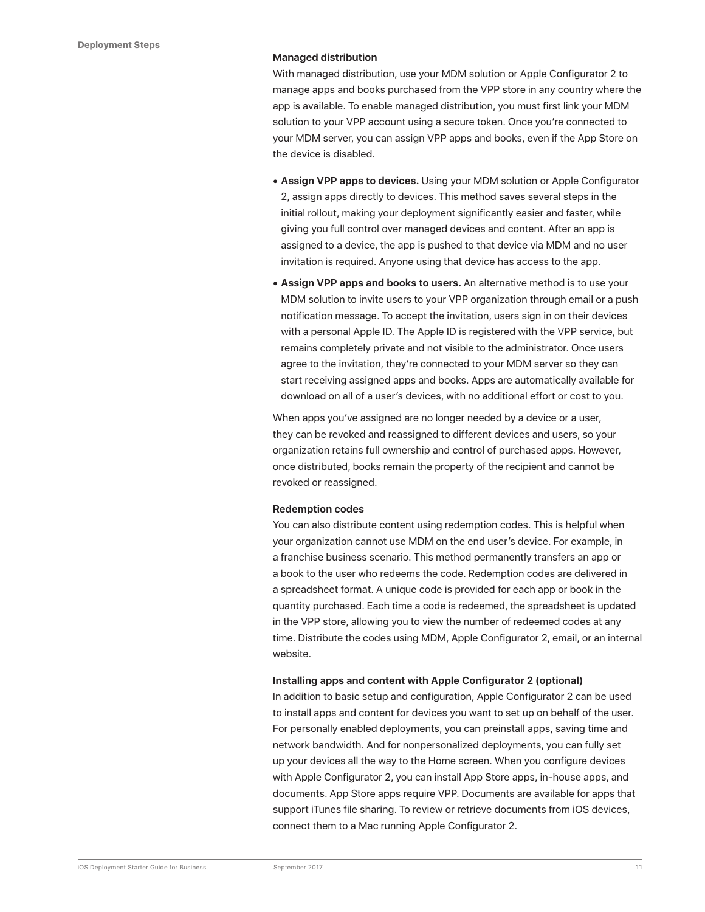### Managed distribution

With managed distribution, use your MDM solution or Apple Configurator 2 to manage apps and books purchased from the VPP store in any country where the app is available. To enable managed distribution, you must first link your MDM solution to your VPP account using a secure token. Once you're connected to your MDM server, you can assign VPP apps and books, even if the App Store on the device is disabled.

- **Assign VPP apps to devices.** Using your MDM solution or Apple Configurator 2, assign apps directly to devices. This method saves several steps in the initial rollout, making your deployment significantly easier and faster, while giving you full control over managed devices and content. After an app is assigned to a device, the app is pushed to that device via MDM and no user invitation is required. Anyone using that device has access to the app.
- **Assign VPP apps and books to users.** An alternative method is to use your MDM solution to invite users to your VPP organization through email or a push notification message. To accept the invitation, users sign in on their devices with a personal Apple ID. The Apple ID is registered with the VPP service, but remains completely private and not visible to the administrator. Once users agree to the invitation, they're connected to your MDM server so they can start receiving assigned apps and books. Apps are automatically available for download on all of a user's devices, with no additional effort or cost to you.

When apps you've assigned are no longer needed by a device or a user, they can be revoked and reassigned to different devices and users, so your organization retains full ownership and control of purchased apps. However, once distributed, books remain the property of the recipient and cannot be revoked or reassigned.

### Redemption codes

You can also distribute content using redemption codes. This is helpful when your organization cannot use MDM on the end user's device. For example, in a franchise business scenario. This method permanently transfers an app or a book to the user who redeems the code. Redemption codes are delivered in a spreadsheet format. A unique code is provided for each app or book in the quantity purchased. Each time a code is redeemed, the spreadsheet is updated in the VPP store, allowing you to view the number of redeemed codes at any time. Distribute the codes using MDM, Apple Configurator 2, email, or an internal website.

### Installing apps and content with Apple Configurator 2 (optional)

In addition to basic setup and configuration, Apple Configurator 2 can be used to install apps and content for devices you want to set up on behalf of the user. For personally enabled deployments, you can preinstall apps, saving time and network bandwidth. And for nonpersonalized deployments, you can fully set up your devices all the way to the Home screen. When you configure devices with Apple Configurator 2, you can install App Store apps, in-house apps, and documents. App Store apps require VPP. Documents are available for apps that support iTunes file sharing. To review or retrieve documents from iOS devices, connect them to a Mac running Apple Configurator 2.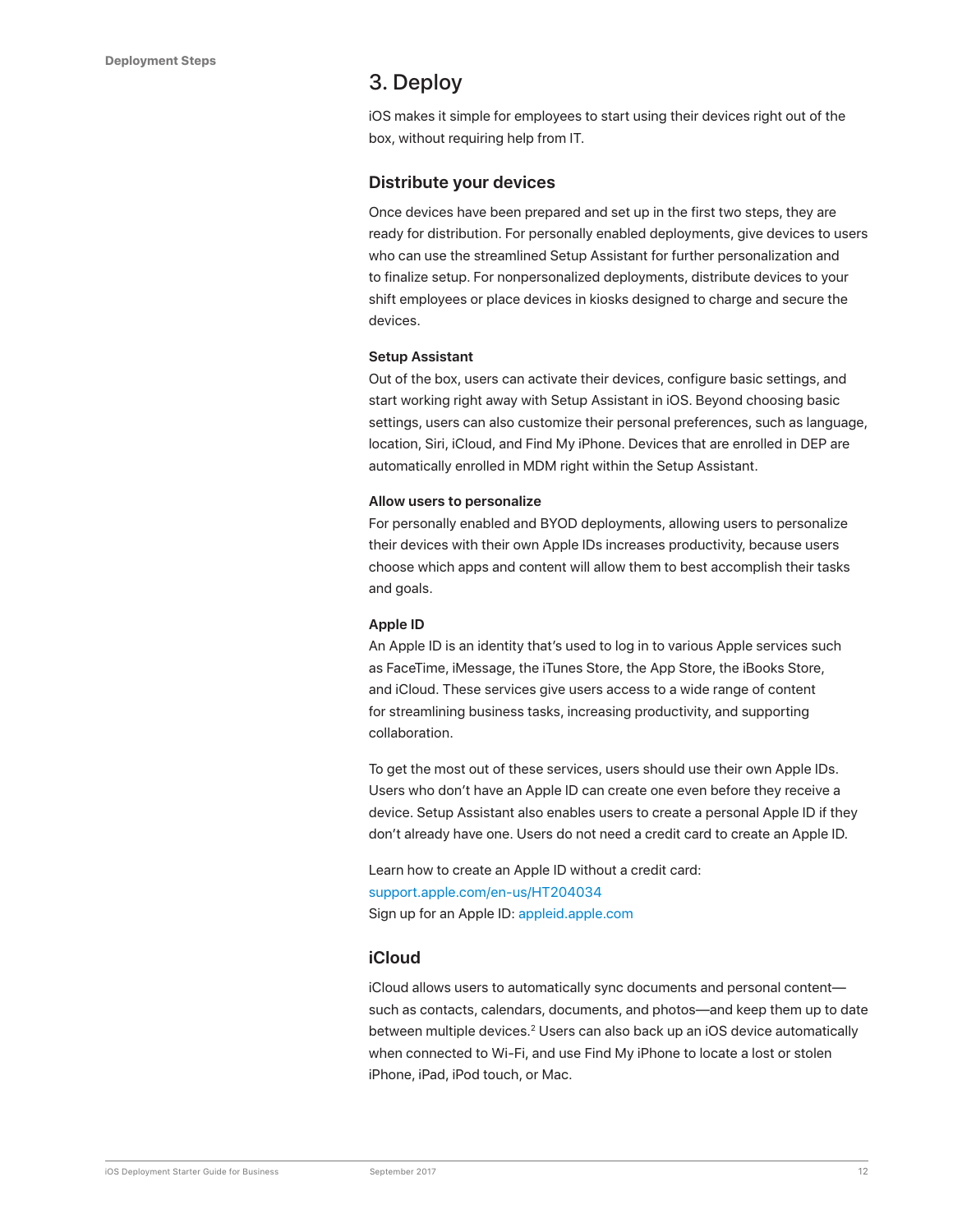## 3. Deploy

iOS makes it simple for employees to start using their devices right out of the box, without requiring help from IT.

### Distribute your devices

Once devices have been prepared and set up in the first two steps, they are ready for distribution. For personally enabled deployments, give devices to users who can use the streamlined Setup Assistant for further personalization and to finalize setup. For nonpersonalized deployments, distribute devices to your shift employees or place devices in kiosks designed to charge and secure the devices.

**Setup Assistant**
Out of the box, users can activate their devices, configure basic settings, and start working right away with Setup Assistant in iOS. Beyond choosing basic settings, users can also customize their personal preferences, such as language, location, Siri, iCloud, and Find My iPhone. Devices that are enrolled in DEP are automatically enrolled in MDM right within the Setup Assistant.

**Allow users to personalize**
For personally enabled and BYOD deployments, allowing users to personalize their devices with their own Apple IDs increases productivity, because users choose which apps and content will allow them to best accomplish their tasks and goals.

**Apple ID**
An Apple ID is an identity that's used to log in to various Apple services such as FaceTime, iMessage, the iTunes Store, the App Store, the iBooks Store, and iCloud. These services give users access to a wide range of content for streamlining business tasks, increasing productivity, and supporting collaboration.

To get the most out of these services, users should use their own Apple IDs. Users who don't have an Apple ID can create one even before they receive a device. Setup Assistant also enables users to create a personal Apple ID if they don't already have one. Users do not need a credit card to create an Apple ID.

Learn how to create an Apple ID without a credit card:
support.apple.com/en-us/HT204034
Sign up for an Apple ID: appleid.apple.com

### iCloud

iCloud allows users to automatically sync documents and personal content—such as contacts, calendars, documents, and photos—and keep them up to date between multiple devices.[2] Users can also back up an iOS device automatically when connected to Wi-Fi, and use Find My iPhone to locate a lost or stolen iPhone, iPad, iPod touch, or Mac.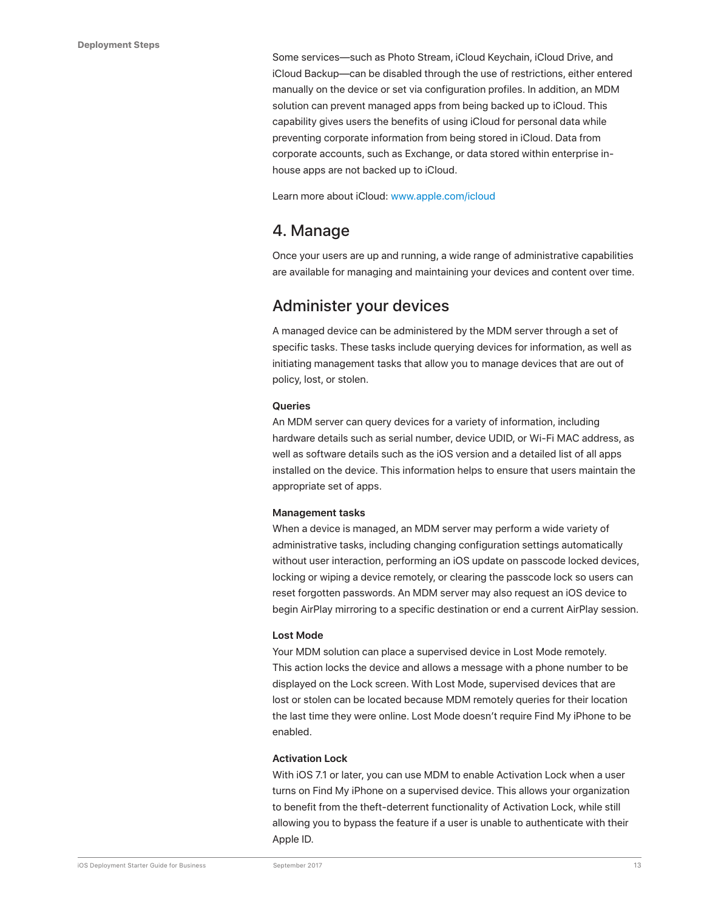Some services—such as Photo Stream, iCloud Keychain, iCloud Drive, and iCloud Backup—can be disabled through the use of restrictions, either entered manually on the device or set via configuration profiles. In addition, an MDM solution can prevent managed apps from being backed up to iCloud. This capability gives users the benefits of using iCloud for personal data while preventing corporate information from being stored in iCloud. Data from corporate accounts, such as Exchange, or data stored within enterprise in-house apps are not backed up to iCloud.

Learn more about iCloud: www.apple.com/icloud

## 4. Manage

Once your users are up and running, a wide range of administrative capabilities are available for managing and maintaining your devices and content over time.

## Administer your devices

A managed device can be administered by the MDM server through a set of specific tasks. These tasks include querying devices for information, as well as initiating management tasks that allow you to manage devices that are out of policy, lost, or stolen.

**Queries**

An MDM server can query devices for a variety of information, including hardware details such as serial number, device UDID, or Wi-Fi MAC address, as well as software details such as the iOS version and a detailed list of all apps installed on the device. This information helps to ensure that users maintain the appropriate set of apps.

**Management tasks**

When a device is managed, an MDM server may perform a wide variety of administrative tasks, including changing configuration settings automatically without user interaction, performing an iOS update on passcode locked devices, locking or wiping a device remotely, or clearing the passcode lock so users can reset forgotten passwords. An MDM server may also request an iOS device to begin AirPlay mirroring to a specific destination or end a current AirPlay session.

**Lost Mode**

Your MDM solution can place a supervised device in Lost Mode remotely. This action locks the device and allows a message with a phone number to be displayed on the Lock screen. With Lost Mode, supervised devices that are lost or stolen can be located because MDM remotely queries for their location the last time they were online. Lost Mode doesn't require Find My iPhone to be enabled.

**Activation Lock**

With iOS 7.1 or later, you can use MDM to enable Activation Lock when a user turns on Find My iPhone on a supervised device. This allows your organization to benefit from the theft-deterrent functionality of Activation Lock, while still allowing you to bypass the feature if a user is unable to authenticate with their Apple ID.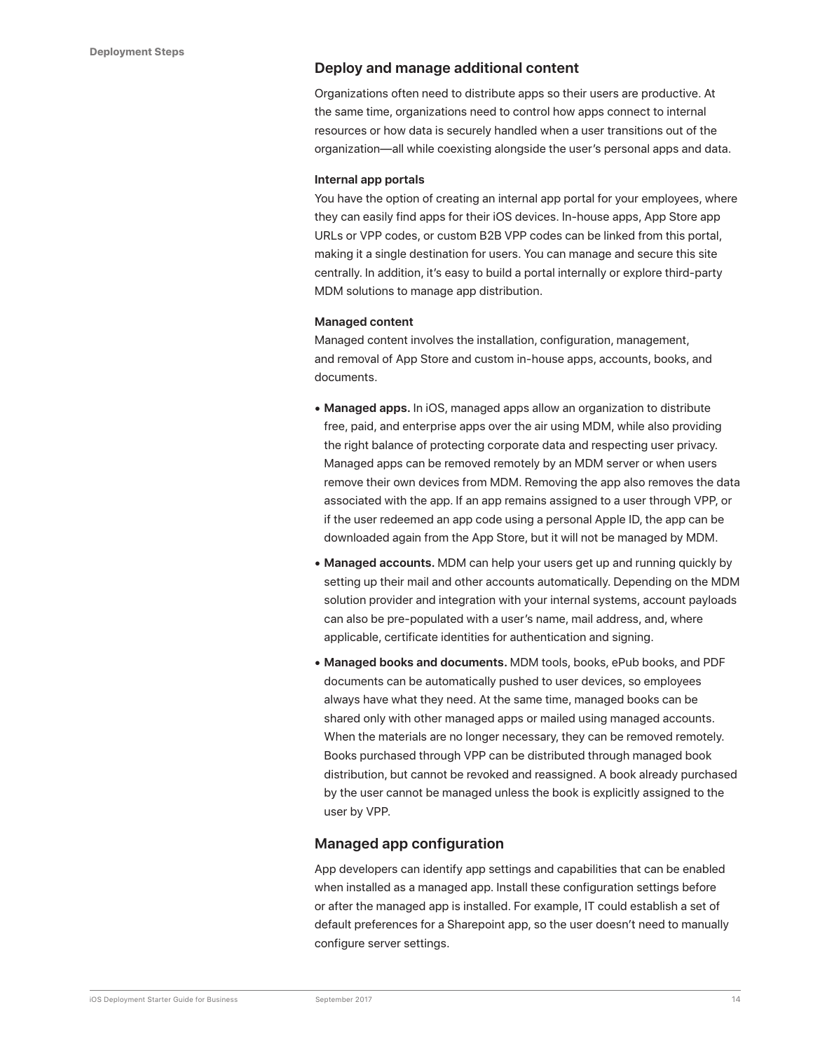## Deploy and manage additional content

Organizations often need to distribute apps so their users are productive. At the same time, organizations need to control how apps connect to internal resources or how data is securely handled when a user transitions out of the organization—all while coexisting alongside the user's personal apps and data.

**Internal app portals**

You have the option of creating an internal app portal for your employees, where they can easily find apps for their iOS devices. In-house apps, App Store app URLs or VPP codes, or custom B2B VPP codes can be linked from this portal, making it a single destination for users. You can manage and secure this site centrally. In addition, it's easy to build a portal internally or explore third-party MDM solutions to manage app distribution.

**Managed content**

Managed content involves the installation, configuration, management, and removal of App Store and custom in-house apps, accounts, books, and documents.

- **Managed apps.** In iOS, managed apps allow an organization to distribute free, paid, and enterprise apps over the air using MDM, while also providing the right balance of protecting corporate data and respecting user privacy. Managed apps can be removed remotely by an MDM server or when users remove their own devices from MDM. Removing the app also removes the data associated with the app. If an app remains assigned to a user through VPP, or if the user redeemed an app code using a personal Apple ID, the app can be downloaded again from the App Store, but it will not be managed by MDM.
- **Managed accounts.** MDM can help your users get up and running quickly by setting up their mail and other accounts automatically. Depending on the MDM solution provider and integration with your internal systems, account payloads can also be pre-populated with a user's name, mail address, and, where applicable, certificate identities for authentication and signing.
- **Managed books and documents.** MDM tools, books, ePub books, and PDF documents can be automatically pushed to user devices, so employees always have what they need. At the same time, managed books can be shared only with other managed apps or mailed using managed accounts. When the materials are no longer necessary, they can be removed remotely. Books purchased through VPP can be distributed through managed book distribution, but cannot be revoked and reassigned. A book already purchased by the user cannot be managed unless the book is explicitly assigned to the user by VPP.

## Managed app configuration

App developers can identify app settings and capabilities that can be enabled when installed as a managed app. Install these configuration settings before or after the managed app is installed. For example, IT could establish a set of default preferences for a Sharepoint app, so the user doesn't need to manually configure server settings.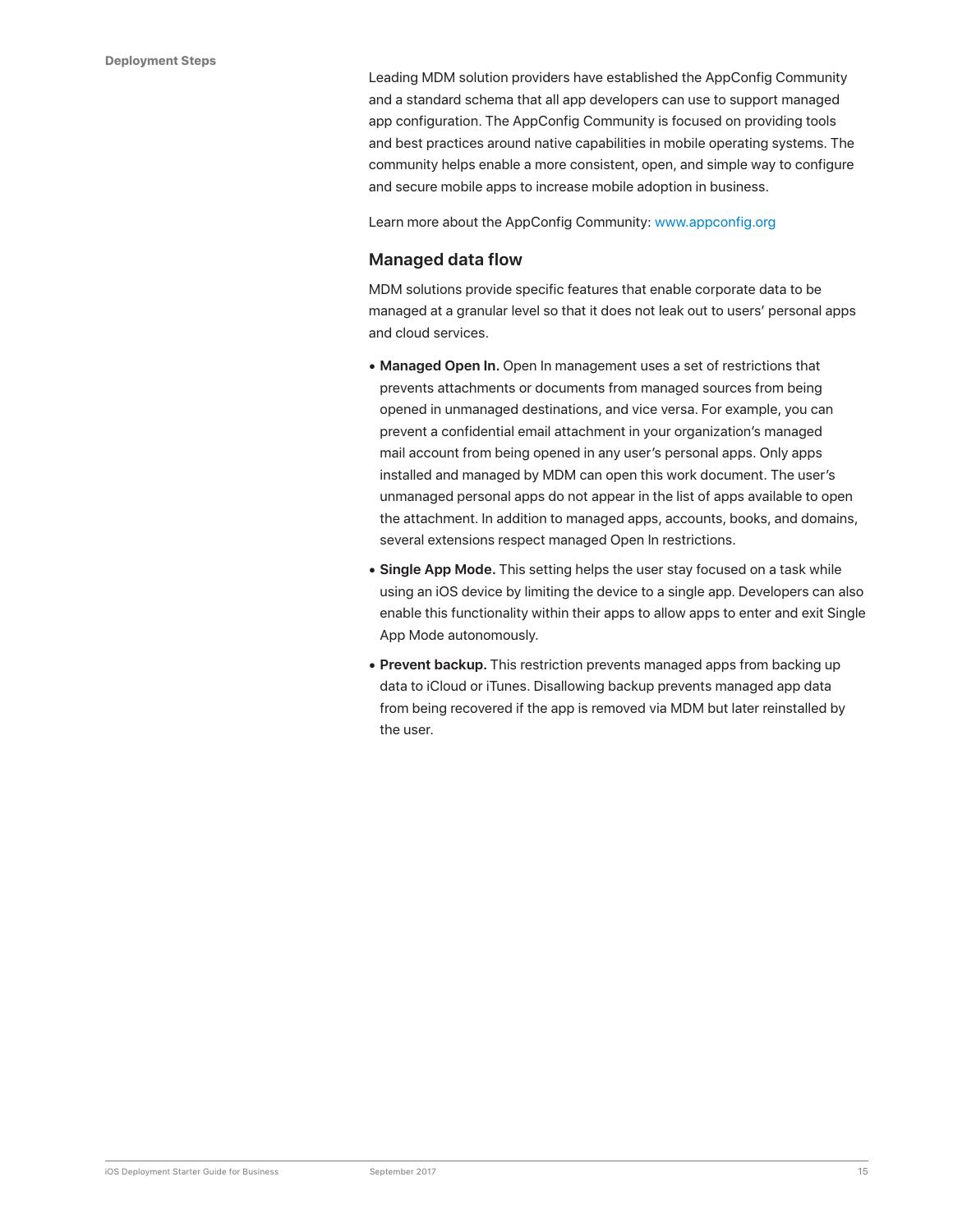Leading MDM solution providers have established the AppConfig Community and a standard schema that all app developers can use to support managed app configuration. The AppConfig Community is focused on providing tools and best practices around native capabilities in mobile operating systems. The community helps enable a more consistent, open, and simple way to configure and secure mobile apps to increase mobile adoption in business.

Learn more about the AppConfig Community: www.appconfig.org

### Managed data flow

MDM solutions provide specific features that enable corporate data to be managed at a granular level so that it does not leak out to users' personal apps and cloud services.

- **Managed Open In.** Open In management uses a set of restrictions that prevents attachments or documents from managed sources from being opened in unmanaged destinations, and vice versa. For example, you can prevent a confidential email attachment in your organization's managed mail account from being opened in any user's personal apps. Only apps installed and managed by MDM can open this work document. The user's unmanaged personal apps do not appear in the list of apps available to open the attachment. In addition to managed apps, accounts, books, and domains, several extensions respect managed Open In restrictions.
- **Single App Mode.** This setting helps the user stay focused on a task while using an iOS device by limiting the device to a single app. Developers can also enable this functionality within their apps to allow apps to enter and exit Single App Mode autonomously.
- **Prevent backup.** This restriction prevents managed apps from backing up data to iCloud or iTunes. Disallowing backup prevents managed app data from being recovered if the app is removed via MDM but later reinstalled by the user.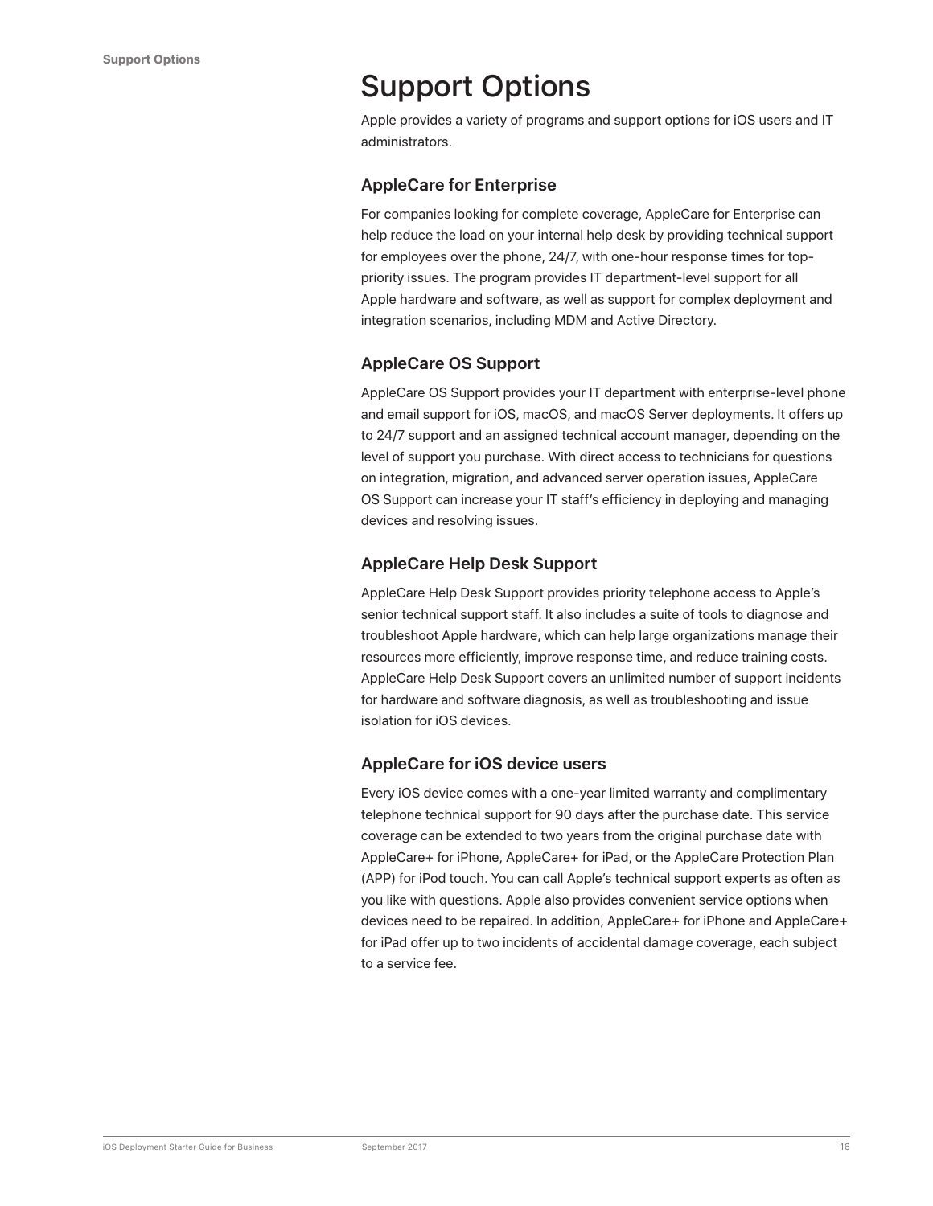# Support Options

Apple provides a variety of programs and support options for iOS users and IT administrators.

## AppleCare for Enterprise

For companies looking for complete coverage, AppleCare for Enterprise can help reduce the load on your internal help desk by providing technical support for employees over the phone, 24/7, with one-hour response times for top-priority issues. The program provides IT department-level support for all Apple hardware and software, as well as support for complex deployment and integration scenarios, including MDM and Active Directory.

## AppleCare OS Support

AppleCare OS Support provides your IT department with enterprise-level phone and email support for iOS, macOS, and macOS Server deployments. It offers up to 24/7 support and an assigned technical account manager, depending on the level of support you purchase. With direct access to technicians for questions on integration, migration, and advanced server operation issues, AppleCare OS Support can increase your IT staff's efficiency in deploying and managing devices and resolving issues.

## AppleCare Help Desk Support

AppleCare Help Desk Support provides priority telephone access to Apple's senior technical support staff. It also includes a suite of tools to diagnose and troubleshoot Apple hardware, which can help large organizations manage their resources more efficiently, improve response time, and reduce training costs. AppleCare Help Desk Support covers an unlimited number of support incidents for hardware and software diagnosis, as well as troubleshooting and issue isolation for iOS devices.

## AppleCare for iOS device users

Every iOS device comes with a one-year limited warranty and complimentary telephone technical support for 90 days after the purchase date. This service coverage can be extended to two years from the original purchase date with AppleCare+ for iPhone, AppleCare+ for iPad, or the AppleCare Protection Plan (APP) for iPod touch. You can call Apple's technical support experts as often as you like with questions. Apple also provides convenient service options when devices need to be repaired. In addition, AppleCare+ for iPhone and AppleCare+ for iPad offer up to two incidents of accidental damage coverage, each subject to a service fee.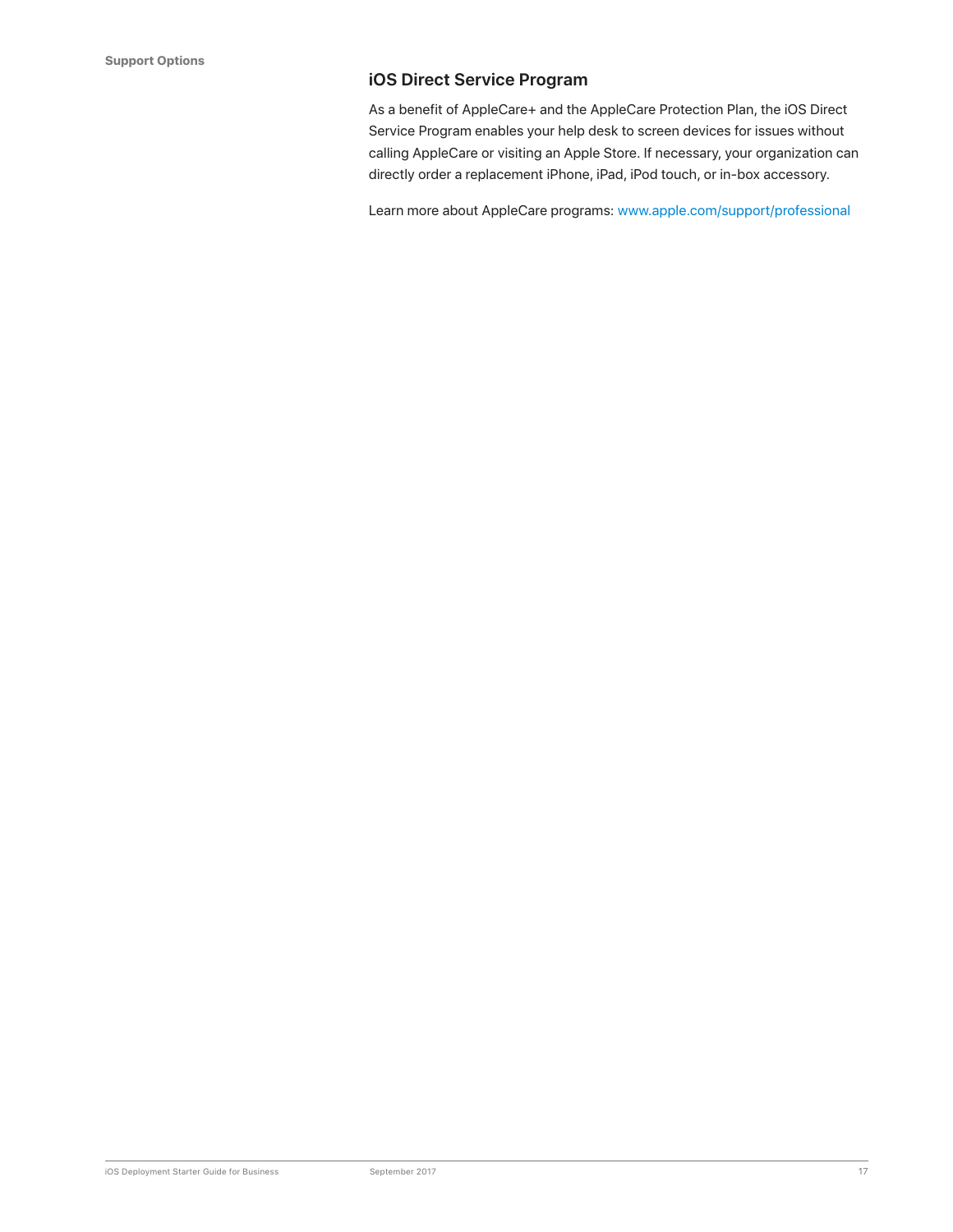## iOS Direct Service Program

As a benefit of AppleCare+ and the AppleCare Protection Plan, the iOS Direct Service Program enables your help desk to screen devices for issues without calling AppleCare or visiting an Apple Store. If necessary, your organization can directly order a replacement iPhone, iPad, iPod touch, or in-box accessory.

Learn more about AppleCare programs: www.apple.com/support/professional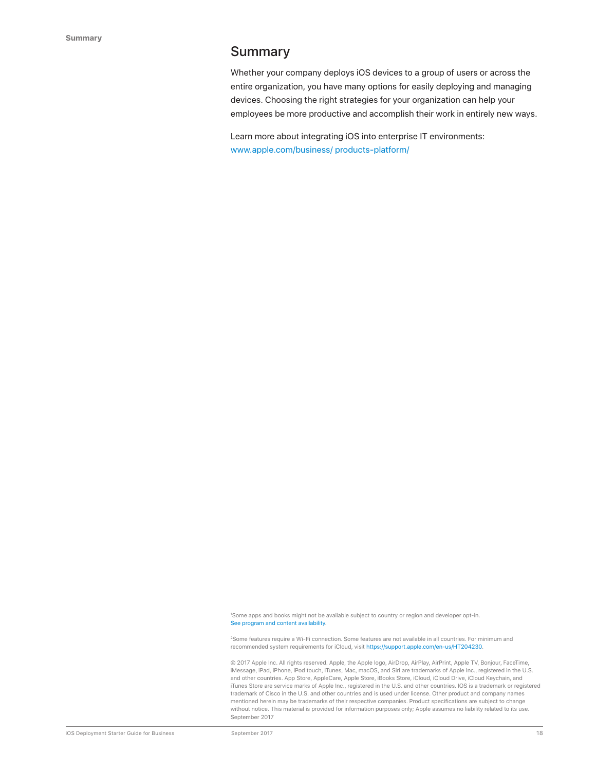# Summary

Whether your company deploys iOS devices to a group of users or across the entire organization, you have many options for easily deploying and managing devices. Choosing the right strategies for your organization can help your employees be more productive and accomplish their work in entirely new ways.

Learn more about integrating iOS into enterprise IT environments: www.apple.com/business/ products-platform/

[1]Some apps and books might not be available subject to country or region and developer opt-in. See program and content availability.

[2]Some features require a Wi-Fi connection. Some features are not available in all countries. For minimum and recommended system requirements for iCloud, visit https://support.apple.com/en-us/HT204230.

© 2017 Apple Inc. All rights reserved. Apple, the Apple logo, AirDrop, AirPlay, AirPrint, Apple TV, Bonjour, FaceTime, iMessage, iPad, iPhone, iPod touch, iTunes, Mac, macOS, and Siri are trademarks of Apple Inc., registered in the U.S. and other countries. App Store, AppleCare, Apple Store, iBooks Store, iCloud, iCloud Drive, iCloud Keychain, and iTunes Store are service marks of Apple Inc., registered in the U.S. and other countries. IOS is a trademark or registered trademark of Cisco in the U.S. and other countries and is used under license. Other product and company names mentioned herein may be trademarks of their respective companies. Product specifications are subject to change without notice. This material is provided for information purposes only; Apple assumes no liability related to its use. September 2017